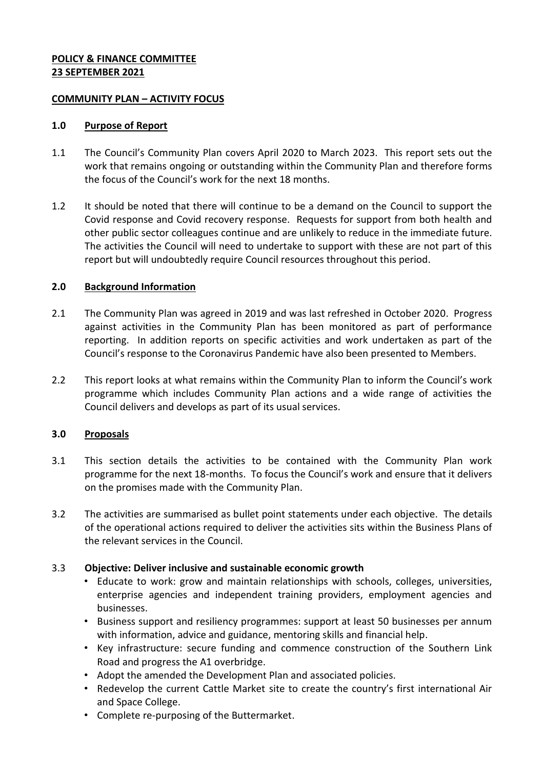**POLICY & FINANCE COMMITTEE**
**23 SEPTEMBER 2021**

**COMMUNITY PLAN – ACTIVITY FOCUS**

## 1.0 Purpose of Report

1.1 The Council's Community Plan covers April 2020 to March 2023. This report sets out the work that remains ongoing or outstanding within the Community Plan and therefore forms the focus of the Council's work for the next 18 months.

1.2 It should be noted that there will continue to be a demand on the Council to support the Covid response and Covid recovery response. Requests for support from both health and other public sector colleagues continue and are unlikely to reduce in the immediate future. The activities the Council will need to undertake to support with these are not part of this report but will undoubtedly require Council resources throughout this period.

## 2.0 Background Information

2.1 The Community Plan was agreed in 2019 and was last refreshed in October 2020. Progress against activities in the Community Plan has been monitored as part of performance reporting. In addition reports on specific activities and work undertaken as part of the Council's response to the Coronavirus Pandemic have also been presented to Members.

2.2 This report looks at what remains within the Community Plan to inform the Council's work programme which includes Community Plan actions and a wide range of activities the Council delivers and develops as part of its usual services.

## 3.0 Proposals

3.1 This section details the activities to be contained with the Community Plan work programme for the next 18-months. To focus the Council's work and ensure that it delivers on the promises made with the Community Plan.

3.2 The activities are summarised as bullet point statements under each objective. The details of the operational actions required to deliver the activities sits within the Business Plans of the relevant services in the Council.

3.3 **Objective: Deliver inclusive and sustainable economic growth**

- Educate to work: grow and maintain relationships with schools, colleges, universities, enterprise agencies and independent training providers, employment agencies and businesses.
- Business support and resiliency programmes: support at least 50 businesses per annum with information, advice and guidance, mentoring skills and financial help.
- Key infrastructure: secure funding and commence construction of the Southern Link Road and progress the A1 overbridge.
- Adopt the amended the Development Plan and associated policies.
- Redevelop the current Cattle Market site to create the country's first international Air and Space College.
- Complete re-purposing of the Buttermarket.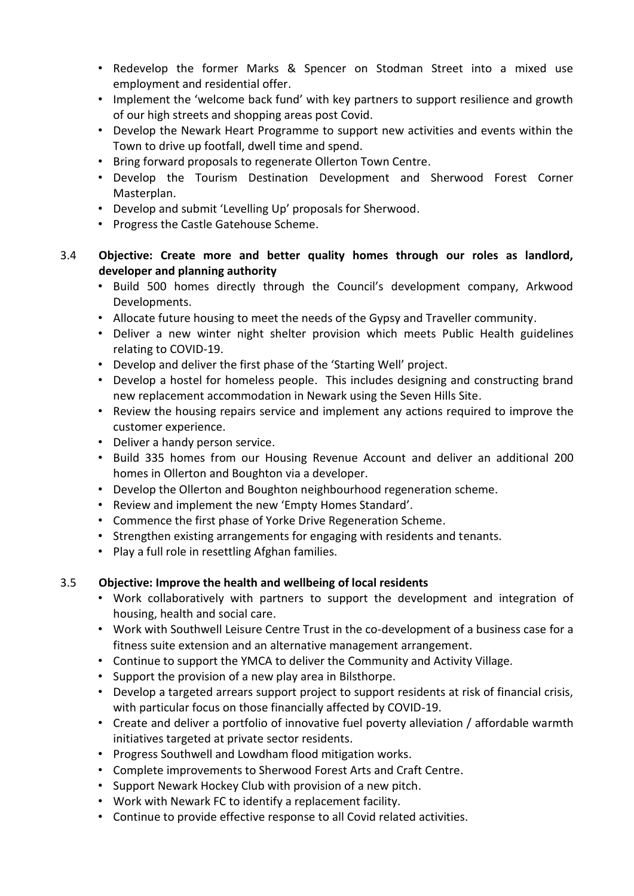- Redevelop the former Marks & Spencer on Stodman Street into a mixed use employment and residential offer.
- Implement the 'welcome back fund' with key partners to support resilience and growth of our high streets and shopping areas post Covid.
- Develop the Newark Heart Programme to support new activities and events within the Town to drive up footfall, dwell time and spend.
- Bring forward proposals to regenerate Ollerton Town Centre.
- Develop the Tourism Destination Development and Sherwood Forest Corner Masterplan.
- Develop and submit 'Levelling Up' proposals for Sherwood.
- Progress the Castle Gatehouse Scheme.

3.4 **Objective: Create more and better quality homes through our roles as landlord, developer and planning authority**

- Build 500 homes directly through the Council's development company, Arkwood Developments.
- Allocate future housing to meet the needs of the Gypsy and Traveller community.
- Deliver a new winter night shelter provision which meets Public Health guidelines relating to COVID-19.
- Develop and deliver the first phase of the 'Starting Well' project.
- Develop a hostel for homeless people. This includes designing and constructing brand new replacement accommodation in Newark using the Seven Hills Site.
- Review the housing repairs service and implement any actions required to improve the customer experience.
- Deliver a handy person service.
- Build 335 homes from our Housing Revenue Account and deliver an additional 200 homes in Ollerton and Boughton via a developer.
- Develop the Ollerton and Boughton neighbourhood regeneration scheme.
- Review and implement the new 'Empty Homes Standard'.
- Commence the first phase of Yorke Drive Regeneration Scheme.
- Strengthen existing arrangements for engaging with residents and tenants.
- Play a full role in resettling Afghan families.

3.5 **Objective: Improve the health and wellbeing of local residents**

- Work collaboratively with partners to support the development and integration of housing, health and social care.
- Work with Southwell Leisure Centre Trust in the co-development of a business case for a fitness suite extension and an alternative management arrangement.
- Continue to support the YMCA to deliver the Community and Activity Village.
- Support the provision of a new play area in Bilsthorpe.
- Develop a targeted arrears support project to support residents at risk of financial crisis, with particular focus on those financially affected by COVID-19.
- Create and deliver a portfolio of innovative fuel poverty alleviation / affordable warmth initiatives targeted at private sector residents.
- Progress Southwell and Lowdham flood mitigation works.
- Complete improvements to Sherwood Forest Arts and Craft Centre.
- Support Newark Hockey Club with provision of a new pitch.
- Work with Newark FC to identify a replacement facility.
- Continue to provide effective response to all Covid related activities.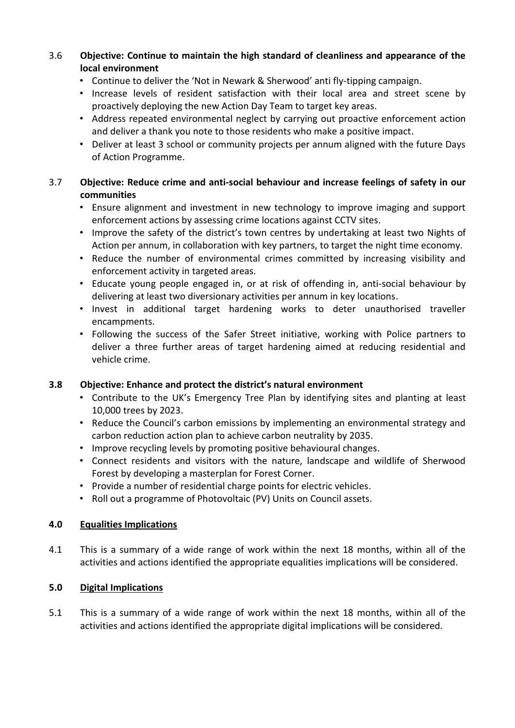3.6 **Objective: Continue to maintain the high standard of cleanliness and appearance of the local environment**

- Continue to deliver the 'Not in Newark & Sherwood' anti fly-tipping campaign.
- Increase levels of resident satisfaction with their local area and street scene by proactively deploying the new Action Day Team to target key areas.
- Address repeated environmental neglect by carrying out proactive enforcement action and deliver a thank you note to those residents who make a positive impact.
- Deliver at least 3 school or community projects per annum aligned with the future Days of Action Programme.

3.7 **Objective: Reduce crime and anti-social behaviour and increase feelings of safety in our communities**

- Ensure alignment and investment in new technology to improve imaging and support enforcement actions by assessing crime locations against CCTV sites.
- Improve the safety of the district's town centres by undertaking at least two Nights of Action per annum, in collaboration with key partners, to target the night time economy.
- Reduce the number of environmental crimes committed by increasing visibility and enforcement activity in targeted areas.
- Educate young people engaged in, or at risk of offending in, anti-social behaviour by delivering at least two diversionary activities per annum in key locations.
- Invest in additional target hardening works to deter unauthorised traveller encampments.
- Following the success of the Safer Street initiative, working with Police partners to deliver a three further areas of target hardening aimed at reducing residential and vehicle crime.

**3.8 Objective: Enhance and protect the district's natural environment**

- Contribute to the UK's Emergency Tree Plan by identifying sites and planting at least 10,000 trees by 2023.
- Reduce the Council's carbon emissions by implementing an environmental strategy and carbon reduction action plan to achieve carbon neutrality by 2035.
- Improve recycling levels by promoting positive behavioural changes.
- Connect residents and visitors with the nature, landscape and wildlife of Sherwood Forest by developing a masterplan for Forest Corner.
- Provide a number of residential charge points for electric vehicles.
- Roll out a programme of Photovoltaic (PV) Units on Council assets.

## 4.0 Equalities Implications

4.1 This is a summary of a wide range of work within the next 18 months, within all of the activities and actions identified the appropriate equalities implications will be considered.

## 5.0 Digital Implications

5.1 This is a summary of a wide range of work within the next 18 months, within all of the activities and actions identified the appropriate digital implications will be considered.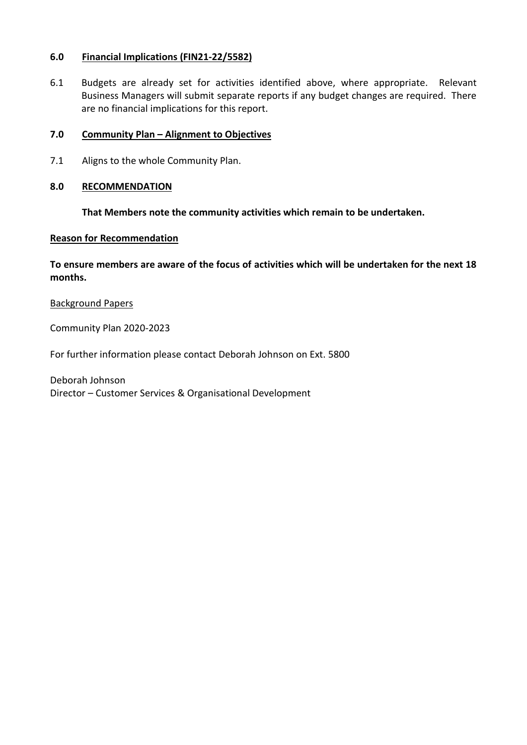## 6.0 Financial Implications (FIN21-22/5582)

6.1 Budgets are already set for activities identified above, where appropriate. Relevant Business Managers will submit separate reports if any budget changes are required. There are no financial implications for this report.

## 7.0 Community Plan – Alignment to Objectives

7.1 Aligns to the whole Community Plan.

## 8.0 RECOMMENDATION

**That Members note the community activities which remain to be undertaken.**

**Reason for Recommendation**

**To ensure members are aware of the focus of activities which will be undertaken for the next 18 months.**

Background Papers

Community Plan 2020-2023

For further information please contact Deborah Johnson on Ext. 5800

Deborah Johnson
Director – Customer Services & Organisational Development